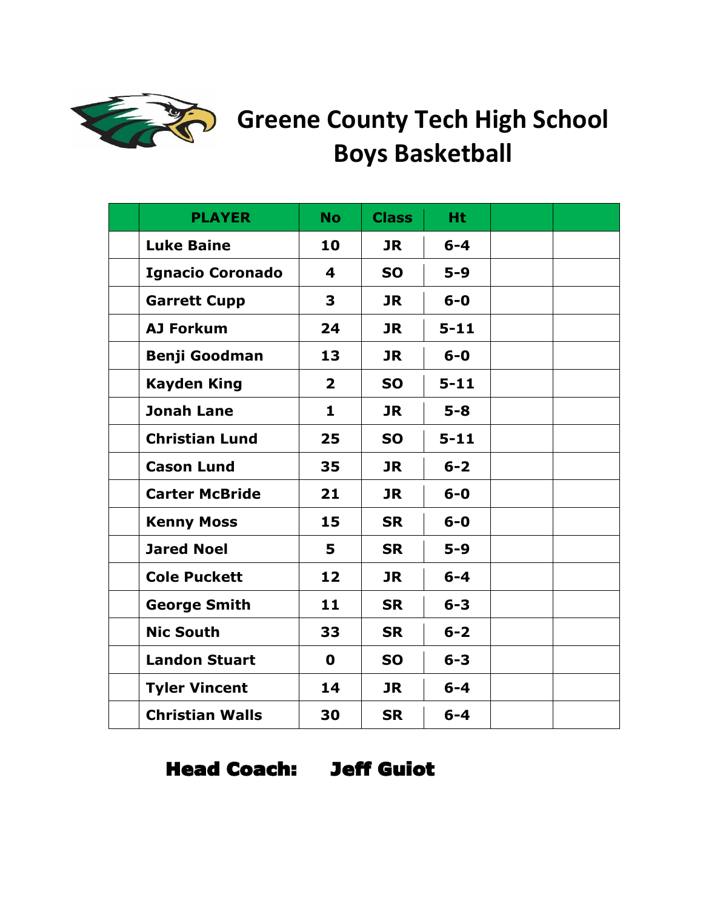# Greene County Tech High School
# Boys Basketball

| | PLAYER | No | Class | Ht | | |
|---|---|---|---|---|---|---|
| | Luke Baine | 10 | JR | 6-4 | | |
| | Ignacio Coronado | 4 | SO | 5-9 | | |
| | Garrett Cupp | 3 | JR | 6-0 | | |
| | AJ Forkum | 24 | JR | 5-11 | | |
| | Benji Goodman | 13 | JR | 6-0 | | |
| | Kayden King | 2 | SO | 5-11 | | |
| | Jonah Lane | 1 | JR | 5-8 | | |
| | Christian Lund | 25 | SO | 5-11 | | |
| | Cason Lund | 35 | JR | 6-2 | | |
| | Carter McBride | 21 | JR | 6-0 | | |
| | Kenny Moss | 15 | SR | 6-0 | | |
| | Jared Noel | 5 | SR | 5-9 | | |
| | Cole Puckett | 12 | JR | 6-4 | | |
| | George Smith | 11 | SR | 6-3 | | |
| | Nic South | 33 | SR | 6-2 | | |
| | Landon Stuart | 0 | SO | 6-3 | | |
| | Tyler Vincent | 14 | JR | 6-4 | | |
| | Christian Walls | 30 | SR | 6-4 | | |

**Head Coach: Jeff Guiot**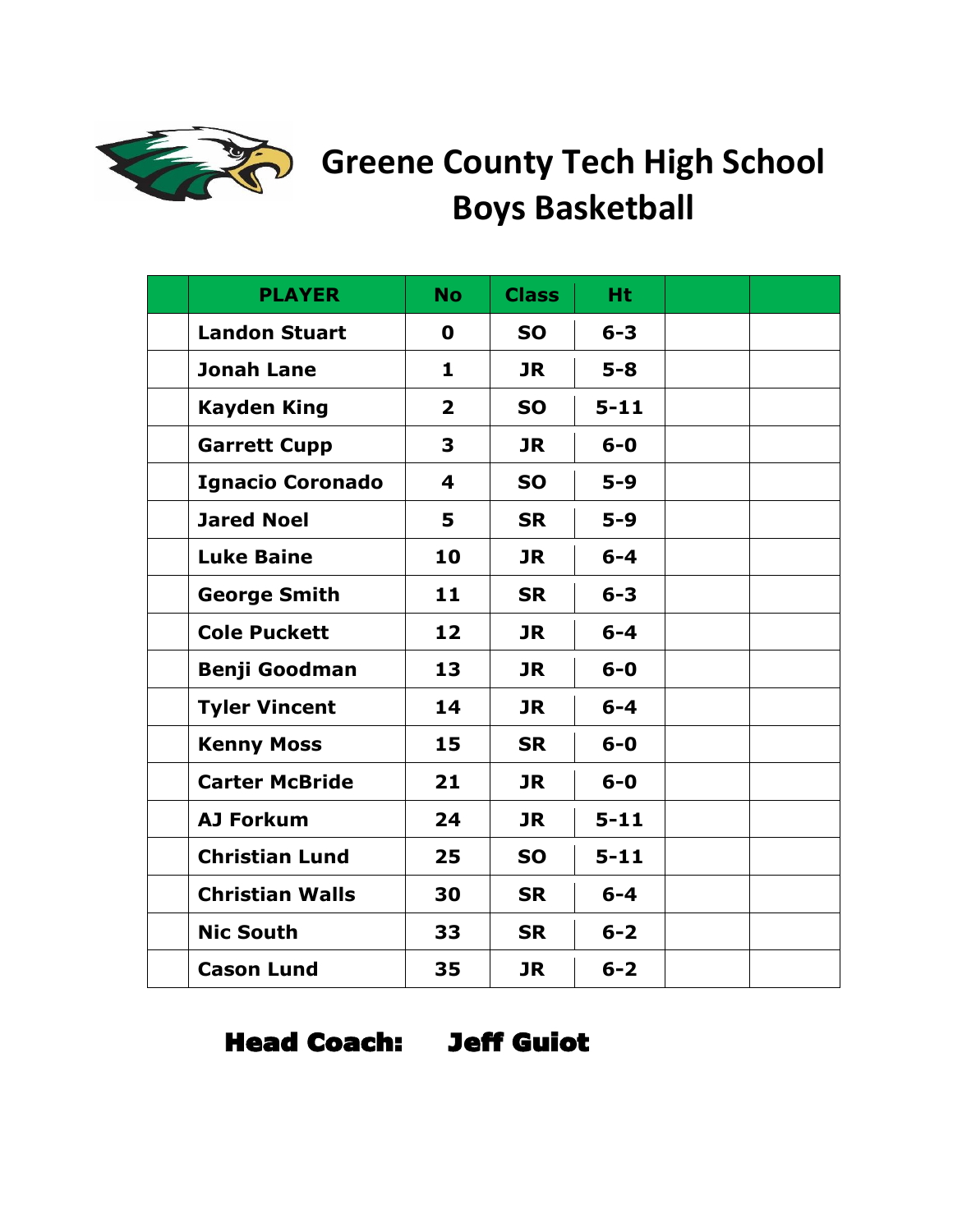# Greene County Tech High School
# Boys Basketball

| | PLAYER | No | Class | Ht | | |
|---|---|---|---|---|---|---|
| | Landon Stuart | 0 | SO | 6-3 | | |
| | Jonah Lane | 1 | JR | 5-8 | | |
| | Kayden King | 2 | SO | 5-11 | | |
| | Garrett Cupp | 3 | JR | 6-0 | | |
| | Ignacio Coronado | 4 | SO | 5-9 | | |
| | Jared Noel | 5 | SR | 5-9 | | |
| | Luke Baine | 10 | JR | 6-4 | | |
| | George Smith | 11 | SR | 6-3 | | |
| | Cole Puckett | 12 | JR | 6-4 | | |
| | Benji Goodman | 13 | JR | 6-0 | | |
| | Tyler Vincent | 14 | JR | 6-4 | | |
| | Kenny Moss | 15 | SR | 6-0 | | |
| | Carter McBride | 21 | JR | 6-0 | | |
| | AJ Forkum | 24 | JR | 5-11 | | |
| | Christian Lund | 25 | SO | 5-11 | | |
| | Christian Walls | 30 | SR | 6-4 | | |
| | Nic South | 33 | SR | 6-2 | | |
| | Cason Lund | 35 | JR | 6-2 | | |

**Head Coach: Jeff Guiot**